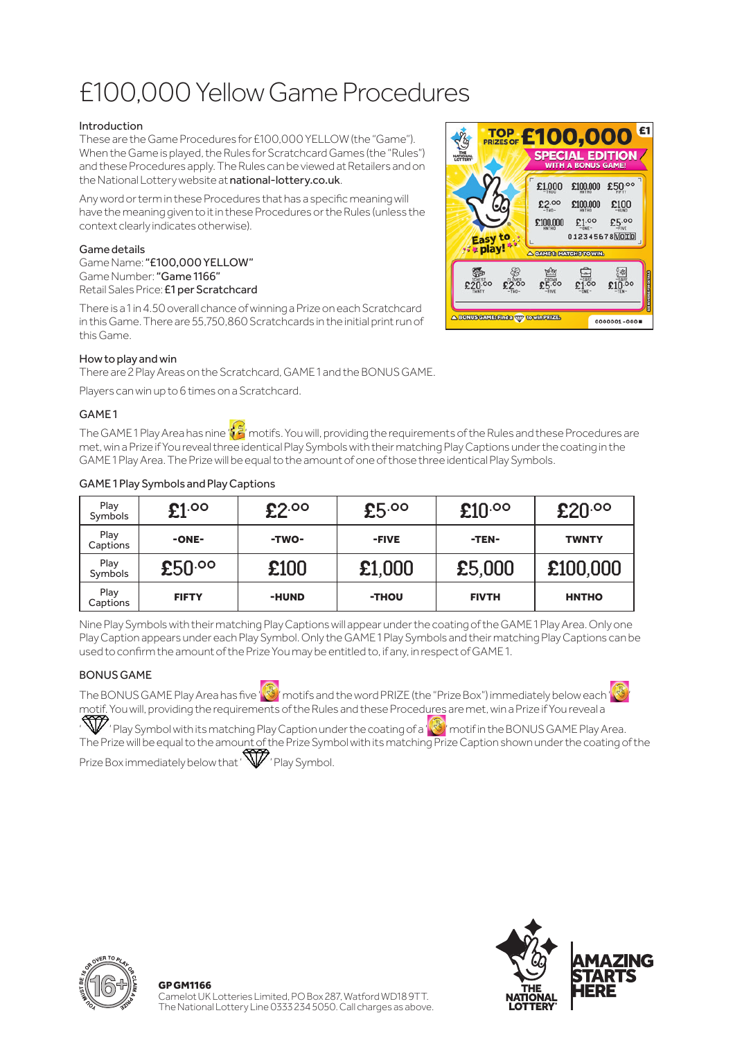# £100,000 Yellow Game Procedures

### Introduction

These are the Game Procedures for £100,000 YELLOW (the "Game"). When the Game is played, the Rules for Scratchcard Games (the "Rules") and these Procedures apply. The Rules can be viewed at Retailers and on the National Lottery website at **national-lottery.co.uk**.

Any word or term in these Procedures that has a specific meaning will have the meaning given to it in these Procedures or the Rules (unless the context clearly indicates otherwise).

### Game details

Game Name: **"£100,000 YELLOW"**
Game Number: **"Game 1166"**
Retail Sales Price: **£1 per Scratchcard**

There is a 1 in 4.50 overall chance of winning a Prize on each Scratchcard in this Game. There are 55,750,860 Scratchcards in the initial print run of this Game.

### How to play and win

There are 2 Play Areas on the Scratchcard, GAME 1 and the BONUS GAME.

Players can win up to 6 times on a Scratchcard.

### GAME 1

The GAME 1 Play Area has nine '£' motifs. You will, providing the requirements of the Rules and these Procedures are met, win a Prize if You reveal three identical Play Symbols with their matching Play Captions under the coating in the GAME 1 Play Area. The Prize will be equal to the amount of one of those three identical Play Symbols.

### GAME 1 Play Symbols and Play Captions

| Play Symbols | £1.00 | £2.00 | £5.00 | £10.00 | £20.00 |
|---|---|---|---|---|---|
| Play Captions | -ONE- | -TWO- | -FIVE | -TEN- | TWNTY |
| Play Symbols | £50.00 | £100 | £1,000 | £5,000 | £100,000 |
| Play Captions | FIFTY | -HUND | -THOU | FIVTH | HNTHO |

Nine Play Symbols with their matching Play Captions will appear under the coating of the GAME 1 Play Area. Only one Play Caption appears under each Play Symbol. Only the GAME 1 Play Symbols and their matching Play Captions can be used to confirm the amount of the Prize You may be entitled to, if any, in respect of GAME 1.

### BONUS GAME

The BONUS GAME Play Area has five ' ' motifs and the word PRIZE (the "Prize Box") immediately below each ' ' motif. You will, providing the requirements of the Rules and these Procedures are met, win a Prize if You reveal a ' ' Play Symbol with its matching Play Caption under the coating of a ' ' motif in the BONUS GAME Play Area. The Prize will be equal to the amount of the Prize Symbol with its matching Prize Caption shown under the coating of the Prize Box immediately below that ' ' Play Symbol.

**GP GM1166**
Camelot UK Lotteries Limited, PO Box 287, Watford WD18 9TT.
The National Lottery Line 0333 234 5050. Call charges as above.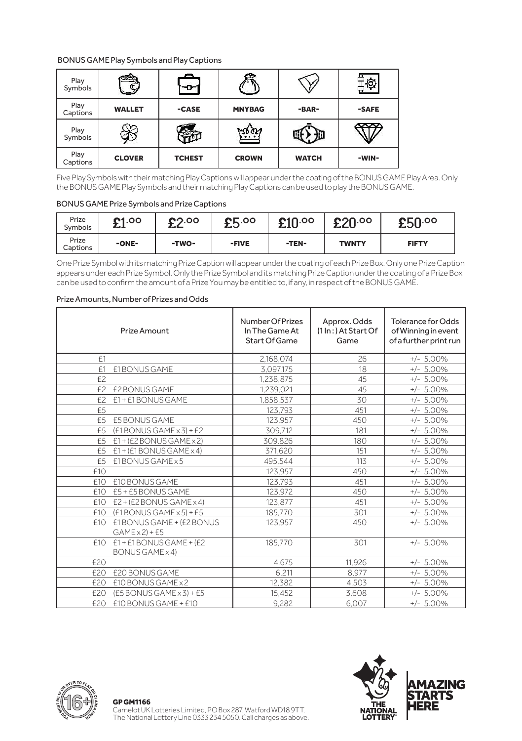BONUS GAME Play Symbols and Play Captions

| Play Symbols | | | | | |
|---|---|---|---|---|---|
| Play Captions | WALLET | -CASE | MNYBAG | -BAR- | -SAFE |
| Play Symbols | | | | | |
| Play Captions | CLOVER | TCHEST | CROWN | WATCH | -WIN- |

Five Play Symbols with their matching Play Captions will appear under the coating of the BONUS GAME Play Area. Only the BONUS GAME Play Symbols and their matching Play Captions can be used to play the BONUS GAME.

BONUS GAME Prize Symbols and Prize Captions

| Prize Symbols | £1.00 | £2.00 | £5.00 | £10.00 | £20.00 | £50.00 |
|---|---|---|---|---|---|---|
| Prize Captions | -ONE- | -TWO- | -FIVE | -TEN- | TWNTY | FIFTY |

One Prize Symbol with its matching Prize Caption will appear under the coating of each Prize Box. Only one Prize Caption appears under each Prize Symbol. Only the Prize Symbol and its matching Prize Caption under the coating of a Prize Box can be used to confirm the amount of a Prize You may be entitled to, if any, in respect of the BONUS GAME.

Prize Amounts, Number of Prizes and Odds

| Prize Amount | | Number Of Prizes In The Game At Start Of Game | Approx. Odds (1 In : ) At Start Of Game | Tolerance for Odds of Winning in event of a further print run |
|---|---|---|---|---|
| £1 | | 2,168,074 | 26 | +/- 5.00% |
| £1 | £1 BONUS GAME | 3,097,175 | 18 | +/- 5.00% |
| £2 | | 1,238,875 | 45 | +/- 5.00% |
| £2 | £2 BONUS GAME | 1,239,021 | 45 | +/- 5.00% |
| £2 | £1 + £1 BONUS GAME | 1,858,537 | 30 | +/- 5.00% |
| £5 | | 123,793 | 451 | +/- 5.00% |
| £5 | £5 BONUS GAME | 123,957 | 450 | +/- 5.00% |
| £5 | (£1 BONUS GAME x 3) + £2 | 309,712 | 181 | +/- 5.00% |
| £5 | £1 + (£2 BONUS GAME x 2) | 309,826 | 180 | +/- 5.00% |
| £5 | £1 + (£1 BONUS GAME x 4) | 371,620 | 151 | +/- 5.00% |
| £5 | £1 BONUS GAME x 5 | 495,544 | 113 | +/- 5.00% |
| £10 | | 123,957 | 450 | +/- 5.00% |
| £10 | £10 BONUS GAME | 123,793 | 451 | +/- 5.00% |
| £10 | £5 + £5 BONUS GAME | 123,972 | 450 | +/- 5.00% |
| £10 | £2 + (£2 BONUS GAME x 4) | 123,877 | 451 | +/- 5.00% |
| £10 | (£1 BONUS GAME x 5) + £5 | 185,770 | 301 | +/- 5.00% |
| £10 | £1 BONUS GAME + (£2 BONUS GAME x 2) + £5 | 123,957 | 450 | +/- 5.00% |
| £10 | £1 + £1 BONUS GAME + (£2 BONUS GAME x 4) | 185,770 | 301 | +/- 5.00% |
| £20 | | 4,675 | 11,926 | +/- 5.00% |
| £20 | £20 BONUS GAME | 6,211 | 8,977 | +/- 5.00% |
| £20 | £10 BONUS GAME x 2 | 12,382 | 4,503 | +/- 5.00% |
| £20 | (£5 BONUS GAME x 3) + £5 | 15,452 | 3,608 | +/- 5.00% |
| £20 | £10 BONUS GAME + £10 | 9,282 | 6,007 | +/- 5.00% |

YOU MUST BE 18 OR OVER TO PLAY OR CLAIM A PRIZE 16+

**GP GM1166**
Camelot UK Lotteries Limited, PO Box 287, Watford WD18 9TT.
The National Lottery Line 0333 234 5050. Call charges as above.

THE NATIONAL LOTTERY

AMAZING STARTS HERE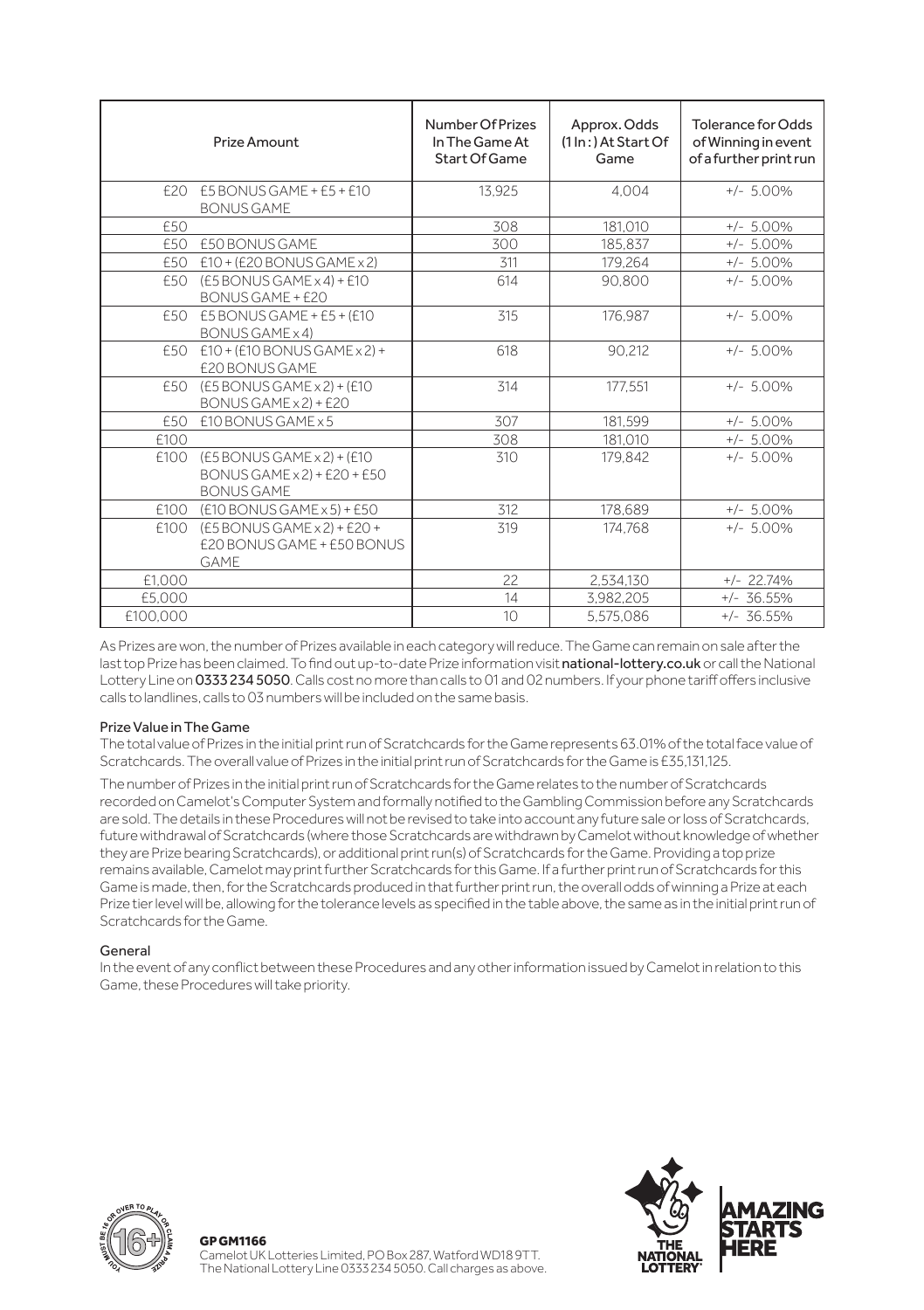| Prize Amount | Number Of Prizes In The Game At Start Of Game | Approx. Odds (1 In : ) At Start Of Game | Tolerance for Odds of Winning in event of a further print run |
|---|---|---|---|
| £20 £5 BONUS GAME + £5 + £10 BONUS GAME | 13,925 | 4,004 | +/- 5.00% |
| £50 | 308 | 181,010 | +/- 5.00% |
| £50 £50 BONUS GAME | 300 | 185,837 | +/- 5.00% |
| £50 £10 + (£20 BONUS GAME x 2) | 311 | 179,264 | +/- 5.00% |
| £50 (£5 BONUS GAME x 4) + £10 BONUS GAME + £20 | 614 | 90,800 | +/- 5.00% |
| £50 £5 BONUS GAME + £5 + (£10 BONUS GAME x 4) | 315 | 176,987 | +/- 5.00% |
| £50 £10 + (£10 BONUS GAME x 2) + £20 BONUS GAME | 618 | 90,212 | +/- 5.00% |
| £50 (£5 BONUS GAME x 2) + (£10 BONUS GAME x 2) + £20 | 314 | 177,551 | +/- 5.00% |
| £50 £10 BONUS GAME x 5 | 307 | 181,599 | +/- 5.00% |
| £100 | 308 | 181,010 | +/- 5.00% |
| £100 (£5 BONUS GAME x 2) + (£10 BONUS GAME x 2) + £20 + £50 BONUS GAME | 310 | 179,842 | +/- 5.00% |
| £100 (£10 BONUS GAME x 5) + £50 | 312 | 178,689 | +/- 5.00% |
| £100 (£5 BONUS GAME x 2) + £20 + £20 BONUS GAME + £50 BONUS GAME | 319 | 174,768 | +/- 5.00% |
| £1,000 | 22 | 2,534,130 | +/- 22.74% |
| £5,000 | 14 | 3,982,205 | +/- 36.55% |
| £100,000 | 10 | 5,575,086 | +/- 36.55% |

As Prizes are won, the number of Prizes available in each category will reduce. The Game can remain on sale after the last top Prize has been claimed. To find out up-to-date Prize information visit **national-lottery.co.uk** or call the National Lottery Line on **0333 234 5050**. Calls cost no more than calls to 01 and 02 numbers. If your phone tariff offers inclusive calls to landlines, calls to 03 numbers will be included on the same basis.

### Prize Value in The Game

The total value of Prizes in the initial print run of Scratchcards for the Game represents 63.01% of the total face value of Scratchcards. The overall value of Prizes in the initial print run of Scratchcards for the Game is £35,131,125.

The number of Prizes in the initial print run of Scratchcards for the Game relates to the number of Scratchcards recorded on Camelot's Computer System and formally notified to the Gambling Commission before any Scratchcards are sold. The details in these Procedures will not be revised to take into account any future sale or loss of Scratchcards, future withdrawal of Scratchcards (where those Scratchcards are withdrawn by Camelot without knowledge of whether they are Prize bearing Scratchcards), or additional print run(s) of Scratchcards for the Game. Providing a top prize remains available, Camelot may print further Scratchcards for this Game. If a further print run of Scratchcards for this Game is made, then, for the Scratchcards produced in that further print run, the overall odds of winning a Prize at each Prize tier level will be, allowing for the tolerance levels as specified in the table above, the same as in the initial print run of Scratchcards for the Game.

### General

In the event of any conflict between these Procedures and any other information issued by Camelot in relation to this Game, these Procedures will take priority.

16+ YOU MUST BE 16 OR OVER TO PLAY OR CLAIM A PRIZE

**GP GM1166**
Camelot UK Lotteries Limited, PO Box 287, Watford WD18 9TT.
The National Lottery Line 0333 234 5050. Call charges as above.

THE NATIONAL LOTTERY

AMAZING STARTS HERE